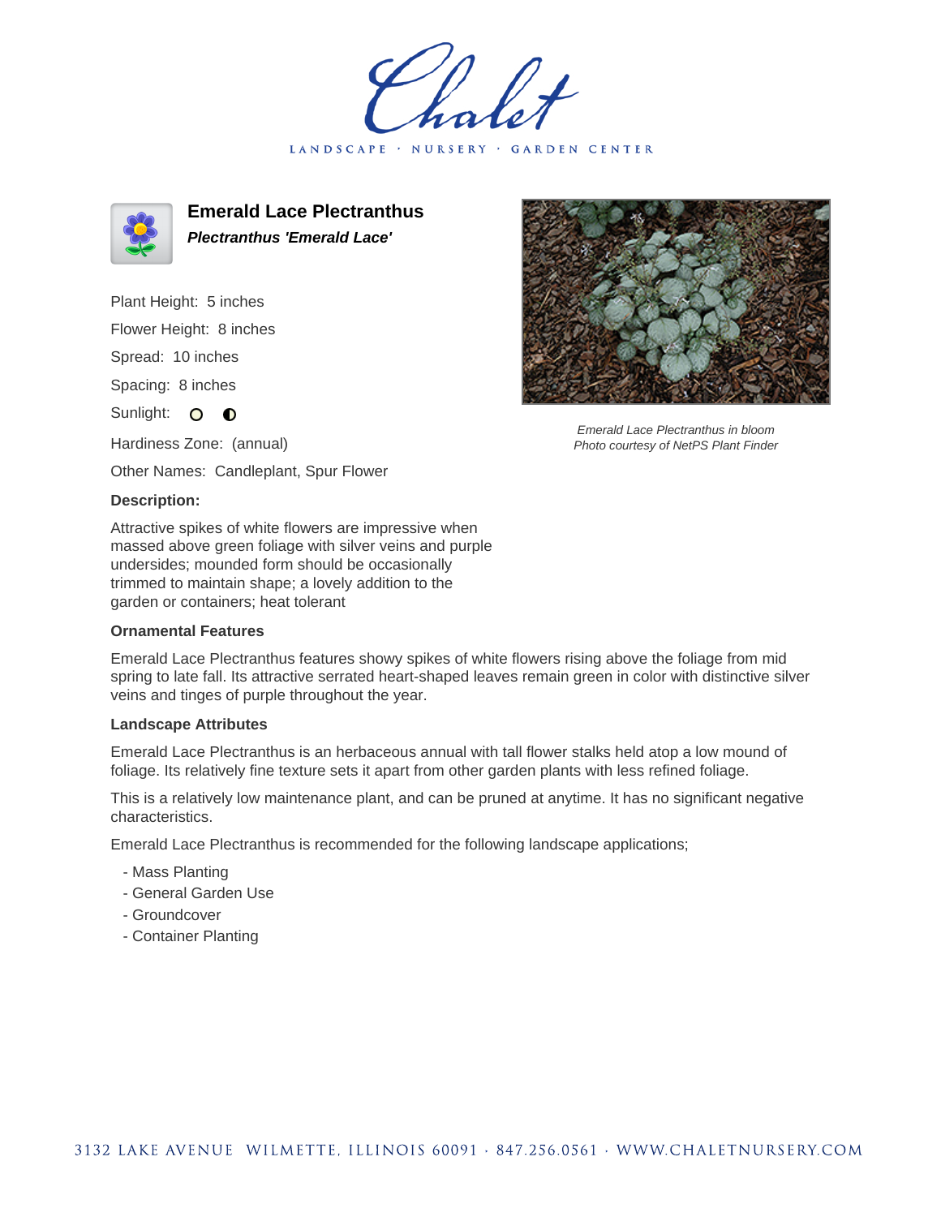# Chalet

LANDSCAPE · NURSERY · GARDEN CENTER

## Emerald Lace Plectranthus

***Plectranthus 'Emerald Lace'***

Plant Height: 5 inches

Flower Height: 8 inches

Spread: 10 inches

Spacing: 8 inches

Sunlight: ○ ◐

Hardiness Zone: (annual)

Other Names: Candleplant, Spur Flower

*Emerald Lace Plectranthus in bloom*
*Photo courtesy of NetPS Plant Finder*

### Description:

Attractive spikes of white flowers are impressive when massed above green foliage with silver veins and purple undersides; mounded form should be occasionally trimmed to maintain shape; a lovely addition to the garden or containers; heat tolerant

### Ornamental Features

Emerald Lace Plectranthus features showy spikes of white flowers rising above the foliage from mid spring to late fall. Its attractive serrated heart-shaped leaves remain green in color with distinctive silver veins and tinges of purple throughout the year.

### Landscape Attributes

Emerald Lace Plectranthus is an herbaceous annual with tall flower stalks held atop a low mound of foliage. Its relatively fine texture sets it apart from other garden plants with less refined foliage.

This is a relatively low maintenance plant, and can be pruned at anytime. It has no significant negative characteristics.

Emerald Lace Plectranthus is recommended for the following landscape applications;

- Mass Planting
- General Garden Use
- Groundcover
- Container Planting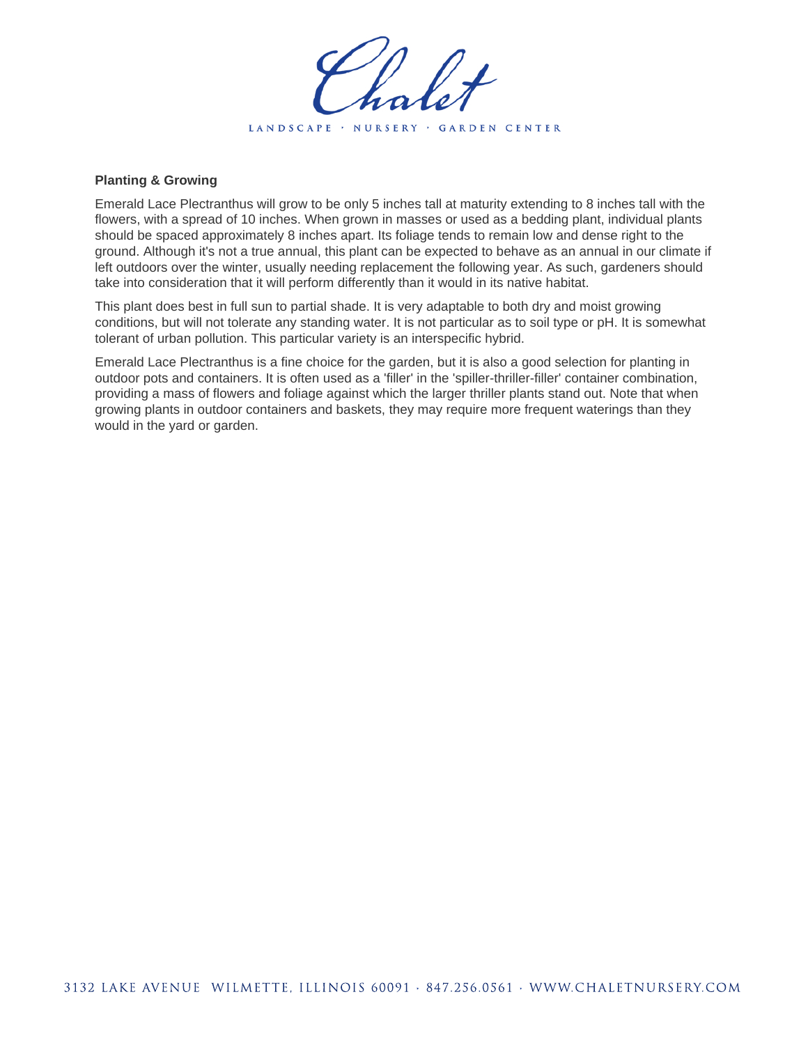**Planting & Growing**

Emerald Lace Plectranthus will grow to be only 5 inches tall at maturity extending to 8 inches tall with the flowers, with a spread of 10 inches. When grown in masses or used as a bedding plant, individual plants should be spaced approximately 8 inches apart. Its foliage tends to remain low and dense right to the ground. Although it's not a true annual, this plant can be expected to behave as an annual in our climate if left outdoors over the winter, usually needing replacement the following year. As such, gardeners should take into consideration that it will perform differently than it would in its native habitat.

This plant does best in full sun to partial shade. It is very adaptable to both dry and moist growing conditions, but will not tolerate any standing water. It is not particular as to soil type or pH. It is somewhat tolerant of urban pollution. This particular variety is an interspecific hybrid.

Emerald Lace Plectranthus is a fine choice for the garden, but it is also a good selection for planting in outdoor pots and containers. It is often used as a 'filler' in the 'spiller-thriller-filler' container combination, providing a mass of flowers and foliage against which the larger thriller plants stand out. Note that when growing plants in outdoor containers and baskets, they may require more frequent waterings than they would in the yard or garden.